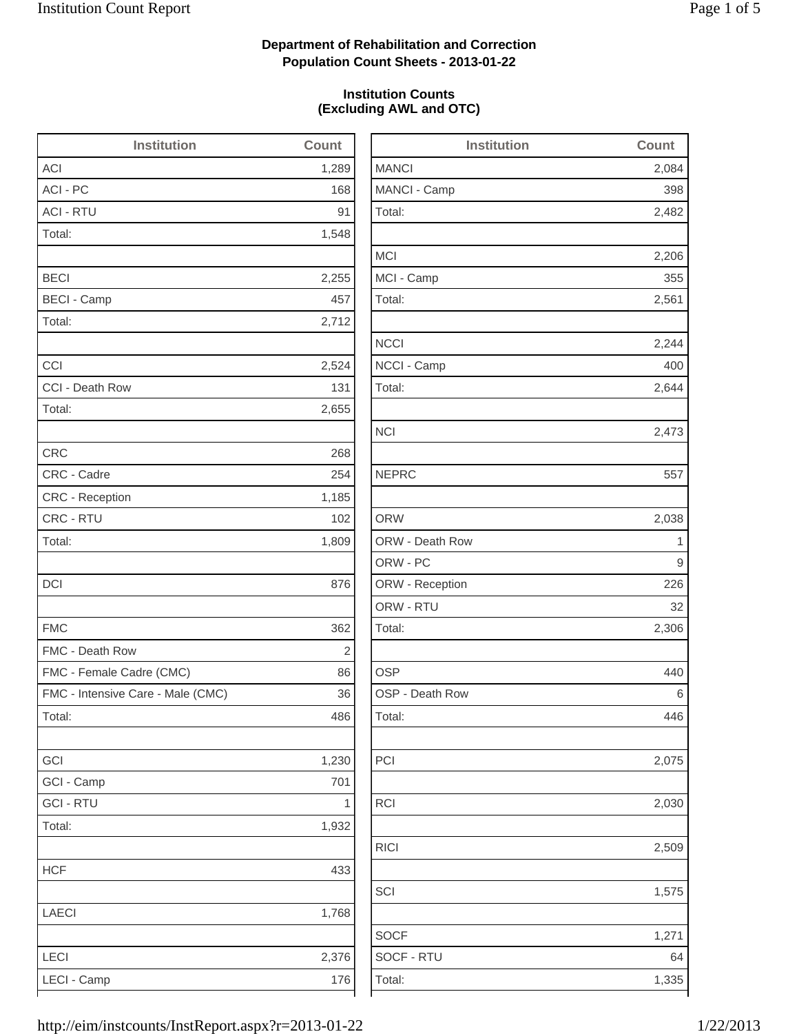**Department of Rehabilitation and Correction**
**Population Count Sheets - 2013-01-22**

**Institution Counts**
**(Excluding AWL and OTC)**

| Institution | Count |
|---|---|
| ACI | 1,289 |
| ACI - PC | 168 |
| ACI - RTU | 91 |
| Total: | 1,548 |
| | |
| BECI | 2,255 |
| BECI - Camp | 457 |
| Total: | 2,712 |
| | |
| CCI | 2,524 |
| CCI - Death Row | 131 |
| Total: | 2,655 |
| | |
| CRC | 268 |
| CRC - Cadre | 254 |
| CRC - Reception | 1,185 |
| CRC - RTU | 102 |
| Total: | 1,809 |
| | |
| DCI | 876 |
| | |
| FMC | 362 |
| FMC - Death Row | 2 |
| FMC - Female Cadre (CMC) | 86 |
| FMC - Intensive Care - Male (CMC) | 36 |
| Total: | 486 |
| | |
| GCI | 1,230 |
| GCI - Camp | 701 |
| GCI - RTU | 1 |
| Total: | 1,932 |
| | |
| HCF | 433 |
| | |
| LAECI | 1,768 |
| | |
| LECI | 2,376 |
| LECI - Camp | 176 |

| Institution | Count |
|---|---|
| MANCI | 2,084 |
| MANCI - Camp | 398 |
| Total: | 2,482 |
| | |
| MCI | 2,206 |
| MCI - Camp | 355 |
| Total: | 2,561 |
| | |
| NCCI | 2,244 |
| NCCI - Camp | 400 |
| Total: | 2,644 |
| | |
| NCI | 2,473 |
| | |
| NEPRC | 557 |
| | |
| ORW | 2,038 |
| ORW - Death Row | 1 |
| ORW - PC | 9 |
| ORW - Reception | 226 |
| ORW - RTU | 32 |
| Total: | 2,306 |
| | |
| OSP | 440 |
| OSP - Death Row | 6 |
| Total: | 446 |
| | |
| PCI | 2,075 |
| | |
| RCI | 2,030 |
| | |
| RICI | 2,509 |
| | |
| SCI | 1,575 |
| | |
| SOCF | 1,271 |
| SOCF - RTU | 64 |
| Total: | 1,335 |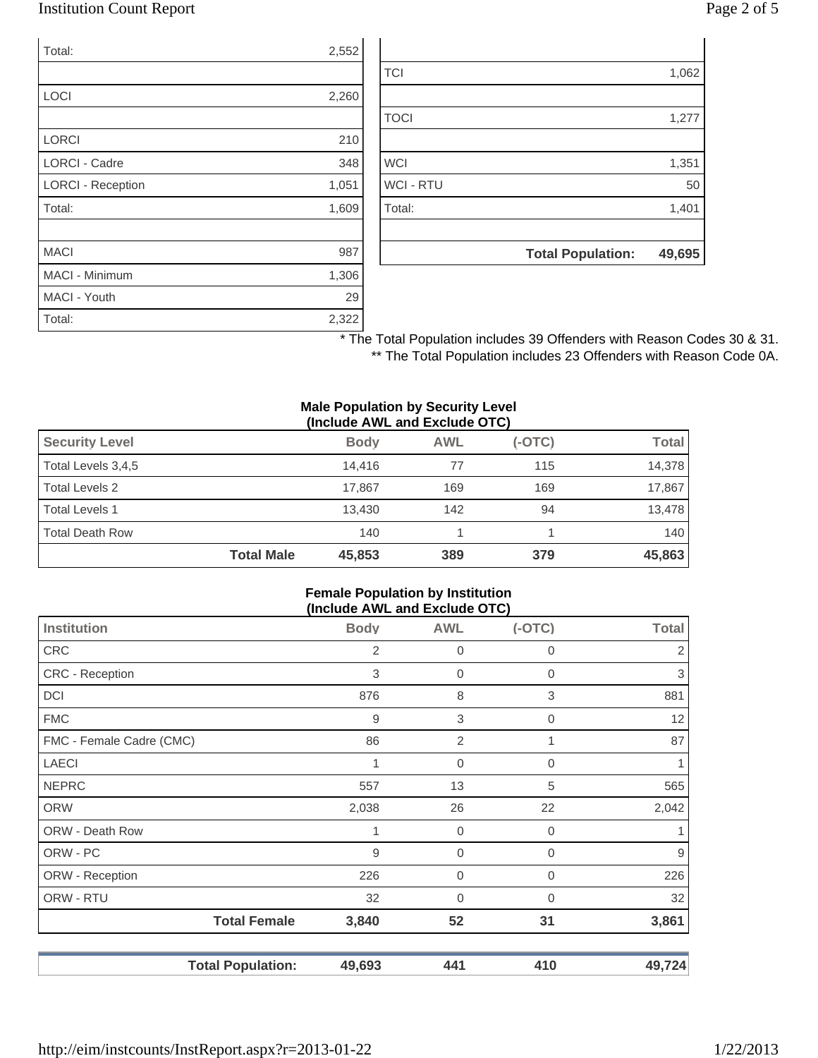| | |
|---|---|
| Total: | 2,552 |
| | |
| LOCI | 2,260 |
| | |
| LORCI | 210 |
| LORCI - Cadre | 348 |
| LORCI - Reception | 1,051 |
| Total: | 1,609 |
| | |
| MACI | 987 |
| MACI - Minimum | 1,306 |
| MACI - Youth | 29 |
| Total: | 2,322 |

| | |
|---|---|
| | |
| TCI | 1,062 |
| | |
| TOCI | 1,277 |
| | |
| WCI | 1,351 |
| WCI - RTU | 50 |
| Total: | 1,401 |
| | |
| **Total Population:** | **49,695** |

\* The Total Population includes 39 Offenders with Reason Codes 30 & 31.

\*\* The Total Population includes 23 Offenders with Reason Code 0A.

**Male Population by Security Level (Include AWL and Exclude OTC)**

| Security Level | Body | AWL | (-OTC) | Total |
|---|---|---|---|---|
| Total Levels 3,4,5 | 14,416 | 77 | 115 | 14,378 |
| Total Levels 2 | 17,867 | 169 | 169 | 17,867 |
| Total Levels 1 | 13,430 | 142 | 94 | 13,478 |
| Total Death Row | 140 | 1 | 1 | 140 |
| **Total Male** | **45,853** | **389** | **379** | **45,863** |

**Female Population by Institution (Include AWL and Exclude OTC)**

| Institution | Body | AWL | (-OTC) | Total |
|---|---|---|---|---|
| CRC | 2 | 0 | 0 | 2 |
| CRC - Reception | 3 | 0 | 0 | 3 |
| DCI | 876 | 8 | 3 | 881 |
| FMC | 9 | 3 | 0 | 12 |
| FMC - Female Cadre (CMC) | 86 | 2 | 1 | 87 |
| LAECI | 1 | 0 | 0 | 1 |
| NEPRC | 557 | 13 | 5 | 565 |
| ORW | 2,038 | 26 | 22 | 2,042 |
| ORW - Death Row | 1 | 0 | 0 | 1 |
| ORW - PC | 9 | 0 | 0 | 9 |
| ORW - Reception | 226 | 0 | 0 | 226 |
| ORW - RTU | 32 | 0 | 0 | 32 |
| **Total Female** | **3,840** | **52** | **31** | **3,861** |
| **Total Population:** | **49,693** | **441** | **410** | **49,724** |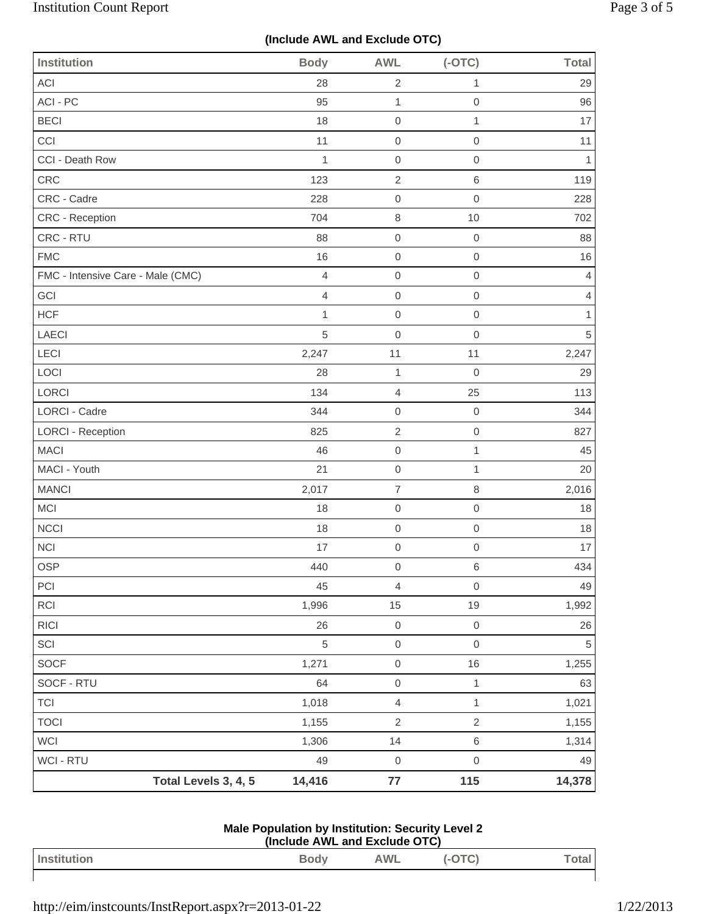**(Include AWL and Exclude OTC)**

| Institution | Body | AWL | (-OTC) | Total |
|---|---|---|---|---|
| ACI | 28 | 2 | 1 | 29 |
| ACI - PC | 95 | 1 | 0 | 96 |
| BECI | 18 | 0 | 1 | 17 |
| CCI | 11 | 0 | 0 | 11 |
| CCI - Death Row | 1 | 0 | 0 | 1 |
| CRC | 123 | 2 | 6 | 119 |
| CRC - Cadre | 228 | 0 | 0 | 228 |
| CRC - Reception | 704 | 8 | 10 | 702 |
| CRC - RTU | 88 | 0 | 0 | 88 |
| FMC | 16 | 0 | 0 | 16 |
| FMC - Intensive Care - Male (CMC) | 4 | 0 | 0 | 4 |
| GCI | 4 | 0 | 0 | 4 |
| HCF | 1 | 0 | 0 | 1 |
| LAECI | 5 | 0 | 0 | 5 |
| LECI | 2,247 | 11 | 11 | 2,247 |
| LOCI | 28 | 1 | 0 | 29 |
| LORCI | 134 | 4 | 25 | 113 |
| LORCI - Cadre | 344 | 0 | 0 | 344 |
| LORCI - Reception | 825 | 2 | 0 | 827 |
| MACI | 46 | 0 | 1 | 45 |
| MACI - Youth | 21 | 0 | 1 | 20 |
| MANCI | 2,017 | 7 | 8 | 2,016 |
| MCI | 18 | 0 | 0 | 18 |
| NCCI | 18 | 0 | 0 | 18 |
| NCI | 17 | 0 | 0 | 17 |
| OSP | 440 | 0 | 6 | 434 |
| PCI | 45 | 4 | 0 | 49 |
| RCI | 1,996 | 15 | 19 | 1,992 |
| RICI | 26 | 0 | 0 | 26 |
| SCI | 5 | 0 | 0 | 5 |
| SOCF | 1,271 | 0 | 16 | 1,255 |
| SOCF - RTU | 64 | 0 | 1 | 63 |
| TCI | 1,018 | 4 | 1 | 1,021 |
| TOCI | 1,155 | 2 | 2 | 1,155 |
| WCI | 1,306 | 14 | 6 | 1,314 |
| WCI - RTU | 49 | 0 | 0 | 49 |
| **Total Levels 3, 4, 5** | **14,416** | **77** | **115** | **14,378** |

**Male Population by Institution: Security Level 2**
**(Include AWL and Exclude OTC)**

| Institution | Body | AWL | (-OTC) | Total |
|---|---|---|---|---|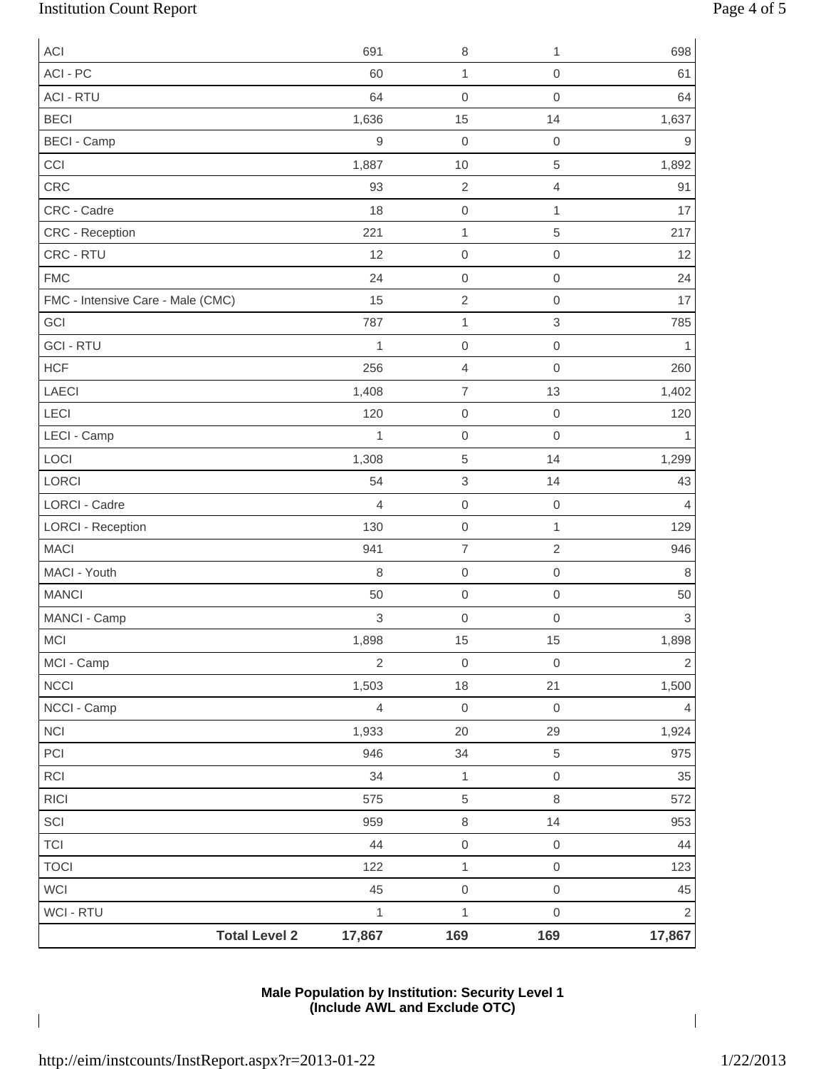| | | | | |
|---|---|---|---|---|
| ACI | 691 | 8 | 1 | 698 |
| ACI - PC | 60 | 1 | 0 | 61 |
| ACI - RTU | 64 | 0 | 0 | 64 |
| BECI | 1,636 | 15 | 14 | 1,637 |
| BECI - Camp | 9 | 0 | 0 | 9 |
| CCI | 1,887 | 10 | 5 | 1,892 |
| CRC | 93 | 2 | 4 | 91 |
| CRC - Cadre | 18 | 0 | 1 | 17 |
| CRC - Reception | 221 | 1 | 5 | 217 |
| CRC - RTU | 12 | 0 | 0 | 12 |
| FMC | 24 | 0 | 0 | 24 |
| FMC - Intensive Care - Male (CMC) | 15 | 2 | 0 | 17 |
| GCI | 787 | 1 | 3 | 785 |
| GCI - RTU | 1 | 0 | 0 | 1 |
| HCF | 256 | 4 | 0 | 260 |
| LAECI | 1,408 | 7 | 13 | 1,402 |
| LECI | 120 | 0 | 0 | 120 |
| LECI - Camp | 1 | 0 | 0 | 1 |
| LOCI | 1,308 | 5 | 14 | 1,299 |
| LORCI | 54 | 3 | 14 | 43 |
| LORCI - Cadre | 4 | 0 | 0 | 4 |
| LORCI - Reception | 130 | 0 | 1 | 129 |
| MACI | 941 | 7 | 2 | 946 |
| MACI - Youth | 8 | 0 | 0 | 8 |
| MANCI | 50 | 0 | 0 | 50 |
| MANCI - Camp | 3 | 0 | 0 | 3 |
| MCI | 1,898 | 15 | 15 | 1,898 |
| MCI - Camp | 2 | 0 | 0 | 2 |
| NCCI | 1,503 | 18 | 21 | 1,500 |
| NCCI - Camp | 4 | 0 | 0 | 4 |
| NCI | 1,933 | 20 | 29 | 1,924 |
| PCI | 946 | 34 | 5 | 975 |
| RCI | 34 | 1 | 0 | 35 |
| RICI | 575 | 5 | 8 | 572 |
| SCI | 959 | 8 | 14 | 953 |
| TCI | 44 | 0 | 0 | 44 |
| TOCI | 122 | 1 | 0 | 123 |
| WCI | 45 | 0 | 0 | 45 |
| WCI - RTU | 1 | 1 | 0 | 2 |
| **Total Level 2** | **17,867** | **169** | **169** | **17,867** |

**Male Population by Institution: Security Level 1**
**(Include AWL and Exclude OTC)**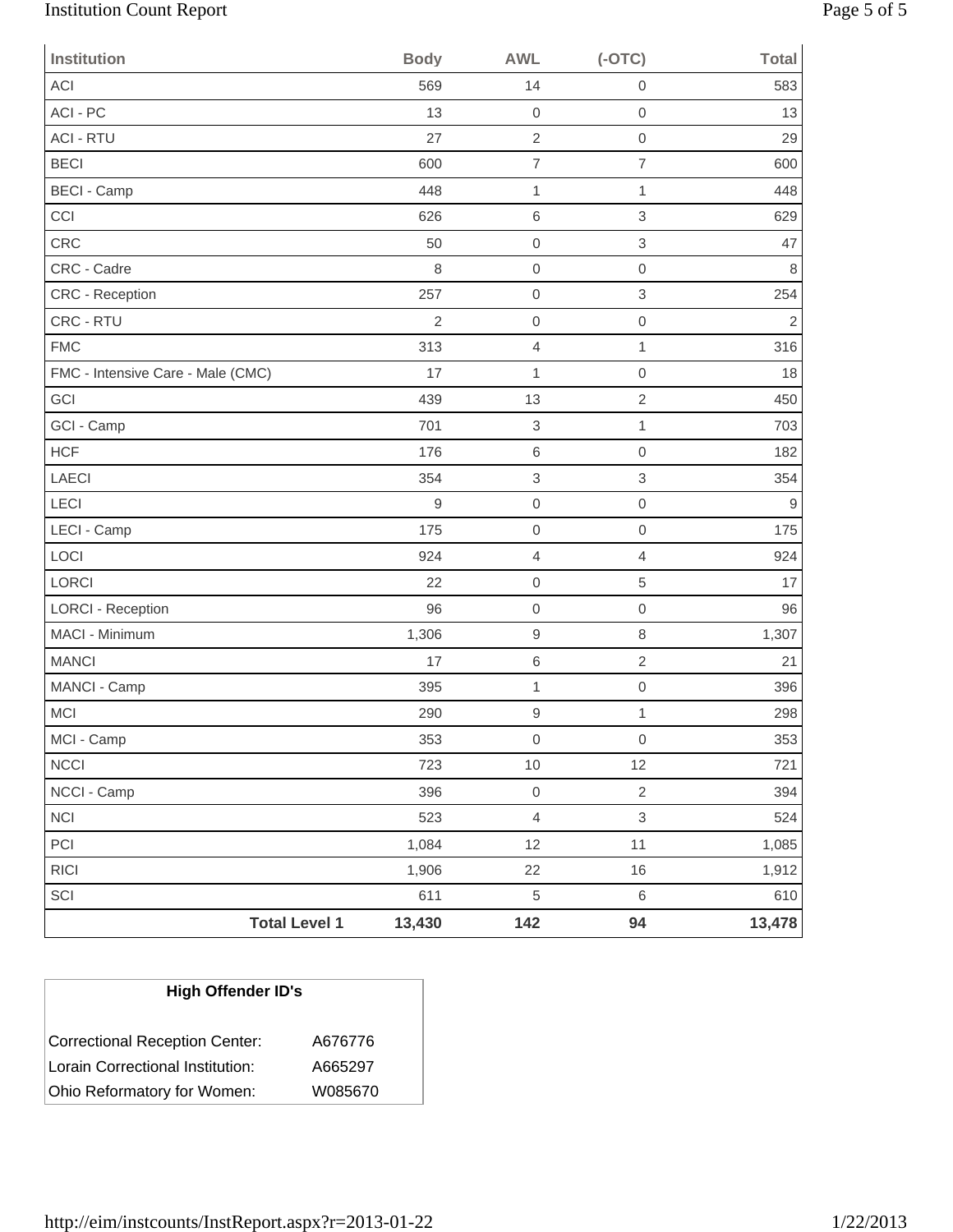| Institution | Body | AWL | (-OTC) | Total |
|---|---|---|---|---|
| ACI | 569 | 14 | 0 | 583 |
| ACI - PC | 13 | 0 | 0 | 13 |
| ACI - RTU | 27 | 2 | 0 | 29 |
| BECI | 600 | 7 | 7 | 600 |
| BECI - Camp | 448 | 1 | 1 | 448 |
| CCI | 626 | 6 | 3 | 629 |
| CRC | 50 | 0 | 3 | 47 |
| CRC - Cadre | 8 | 0 | 0 | 8 |
| CRC - Reception | 257 | 0 | 3 | 254 |
| CRC - RTU | 2 | 0 | 0 | 2 |
| FMC | 313 | 4 | 1 | 316 |
| FMC - Intensive Care - Male (CMC) | 17 | 1 | 0 | 18 |
| GCI | 439 | 13 | 2 | 450 |
| GCI - Camp | 701 | 3 | 1 | 703 |
| HCF | 176 | 6 | 0 | 182 |
| LAECI | 354 | 3 | 3 | 354 |
| LECI | 9 | 0 | 0 | 9 |
| LECI - Camp | 175 | 0 | 0 | 175 |
| LOCI | 924 | 4 | 4 | 924 |
| LORCI | 22 | 0 | 5 | 17 |
| LORCI - Reception | 96 | 0 | 0 | 96 |
| MACI - Minimum | 1,306 | 9 | 8 | 1,307 |
| MANCI | 17 | 6 | 2 | 21 |
| MANCI - Camp | 395 | 1 | 0 | 396 |
| MCI | 290 | 9 | 1 | 298 |
| MCI - Camp | 353 | 0 | 0 | 353 |
| NCCI | 723 | 10 | 12 | 721 |
| NCCI - Camp | 396 | 0 | 2 | 394 |
| NCI | 523 | 4 | 3 | 524 |
| PCI | 1,084 | 12 | 11 | 1,085 |
| RICI | 1,906 | 22 | 16 | 1,912 |
| SCI | 611 | 5 | 6 | 610 |
| **Total Level 1** | **13,430** | **142** | **94** | **13,478** |

| High Offender ID's | |
|---|---|
| Correctional Reception Center: | A676776 |
| Lorain Correctional Institution: | A665297 |
| Ohio Reformatory for Women: | W085670 |